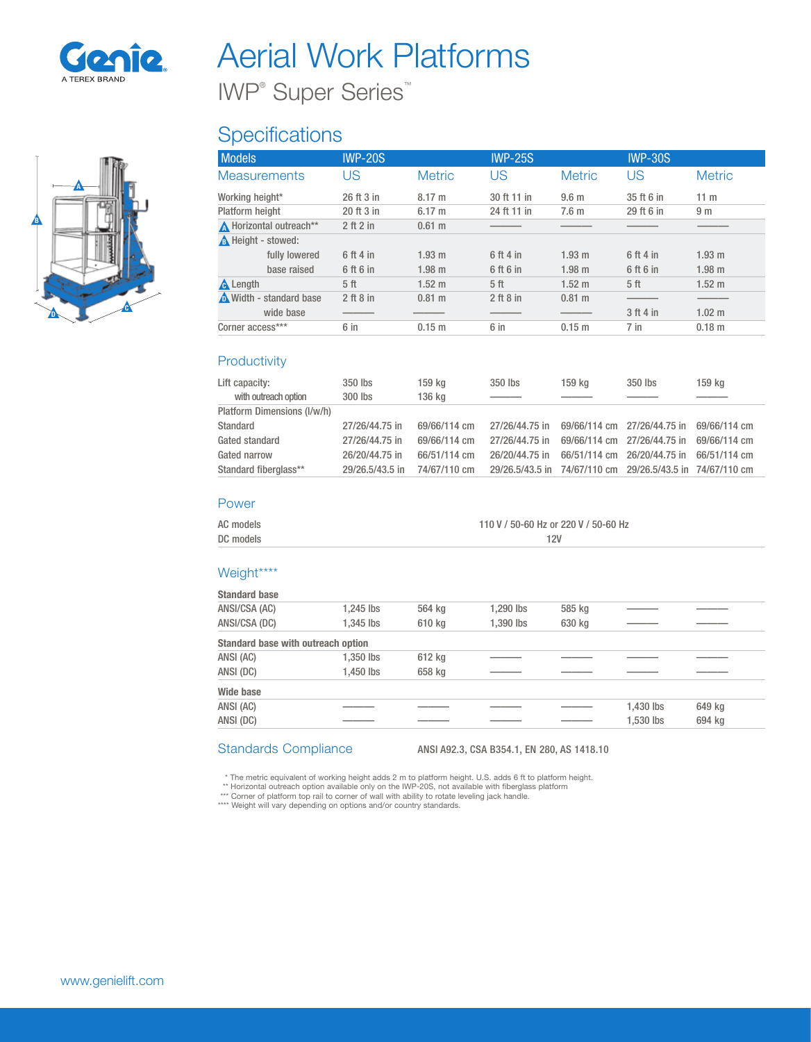Genie
A TEREX BRAND

# Aerial Work Platforms

IWP® Super Series™

## Specifications

| Models | IWP-20S | | IWP-25S | | IWP-30S | |
|---|---|---|---|---|---|---|
| Measurements | US | Metric | US | Metric | US | Metric |
| Working height* | 26 ft 3 in | 8.17 m | 30 ft 11 in | 9.6 m | 35 ft 6 in | 11 m |
| Platform height | 20 ft 3 in | 6.17 m | 24 ft 11 in | 7.6 m | 29 ft 6 in | 9 m |
| A Horizontal outreach** | 2 ft 2 in | 0.61 m | ——— | ——— | ——— | ——— |
| B Height - stowed: | | | | | | |
| fully lowered | 6 ft 4 in | 1.93 m | 6 ft 4 in | 1.93 m | 6 ft 4 in | 1.93 m |
| base raised | 6 ft 6 in | 1.98 m | 6 ft 6 in | 1.98 m | 6 ft 6 in | 1.98 m |
| C Length | 5 ft | 1.52 m | 5 ft | 1.52 m | 5 ft | 1.52 m |
| D Width - standard base | 2 ft 8 in | 0.81 m | 2 ft 8 in | 0.81 m | ——— | ——— |
| wide base | ——— | ——— | ——— | ——— | 3 ft 4 in | 1.02 m |
| Corner access*** | 6 in | 0.15 m | 6 in | 0.15 m | 7 in | 0.18 m |

### Productivity

| | | | | | | |
|---|---|---|---|---|---|---|
| Lift capacity: | 350 lbs | 159 kg | 350 lbs | 159 kg | 350 lbs | 159 kg |
| with outreach option | 300 lbs | 136 kg | ——— | ——— | ——— | ——— |
| Platform Dimensions (l/w/h) | | | | | | |
| Standard | 27/26/44.75 in | 69/66/114 cm | 27/26/44.75 in | 69/66/114 cm | 27/26/44.75 in | 69/66/114 cm |
| Gated standard | 27/26/44.75 in | 69/66/114 cm | 27/26/44.75 in | 69/66/114 cm | 27/26/44.75 in | 69/66/114 cm |
| Gated narrow | 26/20/44.75 in | 66/51/114 cm | 26/20/44.75 in | 66/51/114 cm | 26/20/44.75 in | 66/51/114 cm |
| Standard fiberglass** | 29/26.5/43.5 in | 74/67/110 cm | 29/26.5/43.5 in | 74/67/110 cm | 29/26.5/43.5 in | 74/67/110 cm |

### Power

| | |
|---|---|
| AC models | 110 V / 50-60 Hz or 220 V / 50-60 Hz |
| DC models | 12V |

### Weight****

| | | | | | | |
|---|---|---|---|---|---|---|
| **Standard base** | | | | | | |
| ANSI/CSA (AC) | 1,245 lbs | 564 kg | 1,290 lbs | 585 kg | ——— | ——— |
| ANSI/CSA (DC) | 1,345 lbs | 610 kg | 1,390 lbs | 630 kg | ——— | ——— |
| **Standard base with outreach option** | | | | | | |
| ANSI (AC) | 1,350 lbs | 612 kg | ——— | ——— | ——— | ——— |
| ANSI (DC) | 1,450 lbs | 658 kg | ——— | ——— | ——— | ——— |
| **Wide base** | | | | | | |
| ANSI (AC) | ——— | ——— | ——— | ——— | 1,430 lbs | 649 kg |
| ANSI (DC) | ——— | ——— | ——— | ——— | 1,530 lbs | 694 kg |

### Standards Compliance

ANSI A92.3, CSA B354.1, EN 280, AS 1418.10

\* The metric equivalent of working height adds 2 m to platform height. U.S. adds 6 ft to platform height.
** Horizontal outreach option available only on the IWP-20S, not available with fiberglass platform
*** Corner of platform top rail to corner of wall with ability to rotate leveling jack handle.
**** Weight will vary depending on options and/or country standards.

www.genielift.com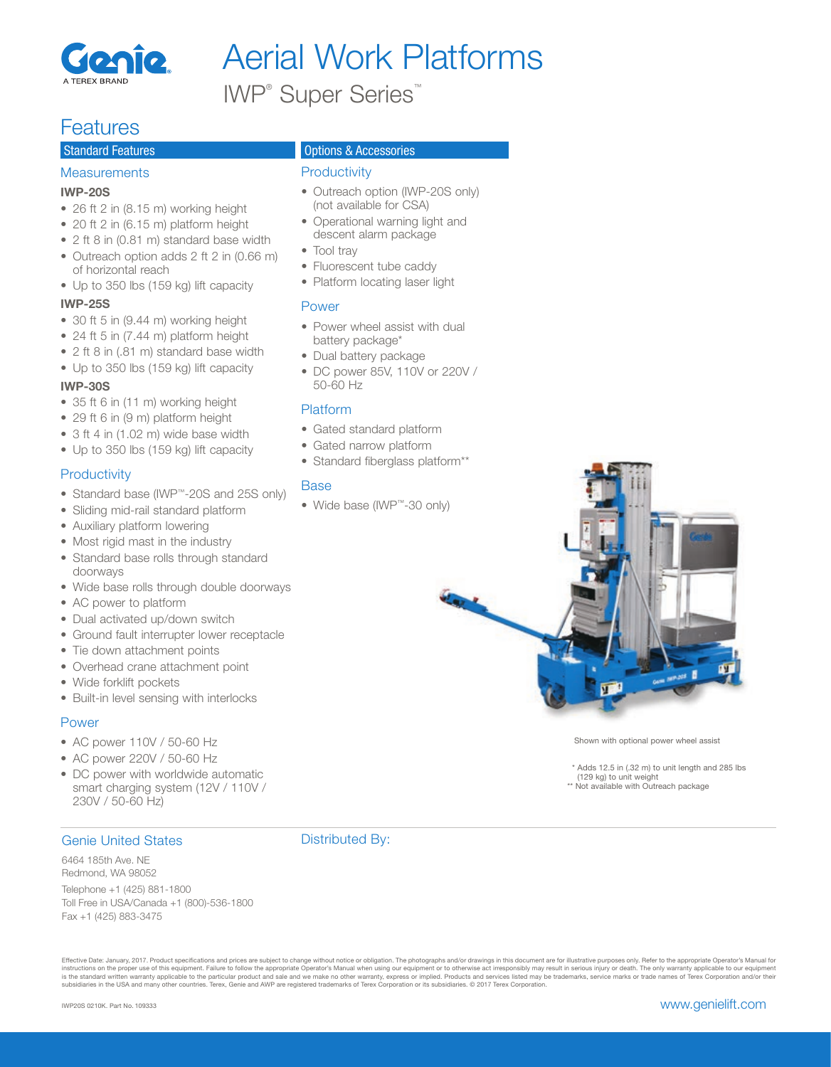# Aerial Work Platforms

## IWP® Super Series™

# Features

## Standard Features

### Measurements

**IWP-20S**

- 26 ft 2 in (8.15 m) working height
- 20 ft 2 in (6.15 m) platform height
- 2 ft 8 in (0.81 m) standard base width
- Outreach option adds 2 ft 2 in (0.66 m) of horizontal reach
- Up to 350 lbs (159 kg) lift capacity

**IWP-25S**

- 30 ft 5 in (9.44 m) working height
- 24 ft 5 in (7.44 m) platform height
- 2 ft 8 in (.81 m) standard base width
- Up to 350 lbs (159 kg) lift capacity

**IWP-30S**

- 35 ft 6 in (11 m) working height
- 29 ft 6 in (9 m) platform height
- 3 ft 4 in (1.02 m) wide base width
- Up to 350 lbs (159 kg) lift capacity

### Productivity

- Standard base (IWP™-20S and 25S only)
- Sliding mid-rail standard platform
- Auxiliary platform lowering
- Most rigid mast in the industry
- Standard base rolls through standard doorways
- Wide base rolls through double doorways
- AC power to platform
- Dual activated up/down switch
- Ground fault interrupter lower receptacle
- Tie down attachment points
- Overhead crane attachment point
- Wide forklift pockets
- Built-in level sensing with interlocks

### Power

- AC power 110V / 50-60 Hz
- AC power 220V / 50-60 Hz
- DC power with worldwide automatic smart charging system (12V / 110V / 230V / 50-60 Hz)

## Options & Accessories

### Productivity

- Outreach option (IWP-20S only) (not available for CSA)
- Operational warning light and descent alarm package
- Tool tray
- Fluorescent tube caddy
- Platform locating laser light

### Power

- Power wheel assist with dual battery package*
- Dual battery package
- DC power 85V, 110V or 220V / 50-60 Hz

### Platform

- Gated standard platform
- Gated narrow platform
- Standard fiberglass platform**

### Base

- Wide base (IWP™-30 only)

Shown with optional power wheel assist

\* Adds 12.5 in (.32 m) to unit length and 285 lbs (129 kg) to unit weight
\** Not available with Outreach package

### Genie United States

6464 185th Ave. NE
Redmond, WA 98052

Telephone +1 (425) 881-1800
Toll Free in USA/Canada +1 (800)-536-1800
Fax +1 (425) 883-3475

Distributed By:

Effective Date: January, 2017. Product specifications and prices are subject to change without notice or obligation. The photographs and/or drawings in this document are for illustrative purposes only. Refer to the appropriate Operator's Manual for instructions on the proper use of this equipment. Failure to follow the appropriate Operator's Manual when using our equipment or to otherwise act irresponsibly may result in serious injury or death. The only warranty applicable to our equipment is the standard written warranty applicable to the particular product and sale and we make no other warranty, express or implied. Products and services listed may be trademarks, service marks or trade names of Terex Corporation and/or their subsidiaries in the USA and many other countries. Terex, Genie and AWP are registered trademarks of Terex Corporation or its subsidiaries. © 2017 Terex Corporation.

IWP20S 0210K. Part No. 109333

www.genielift.com